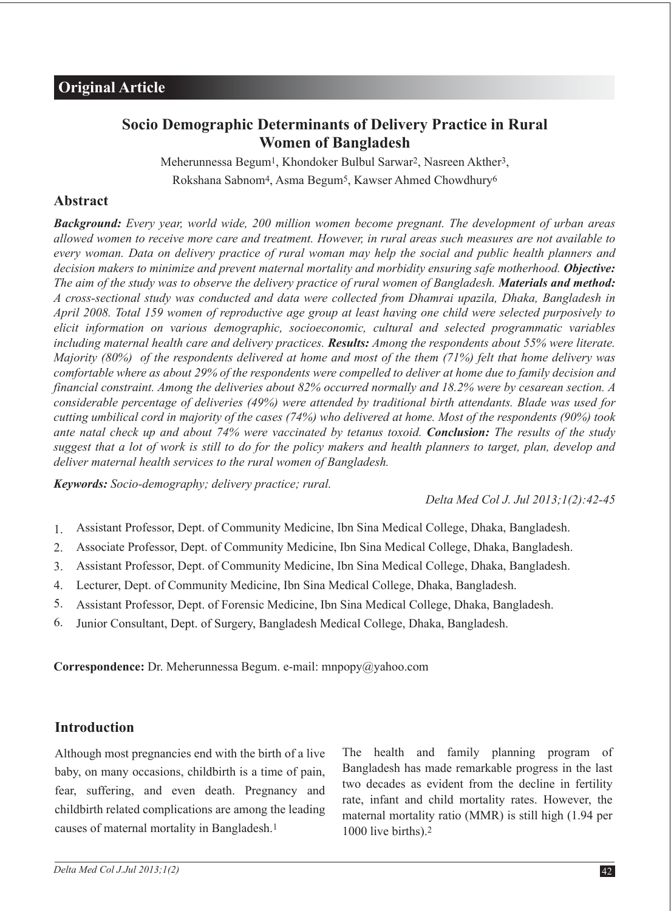## Original Article

# Socio Demographic Determinants of Delivery Practice in Rural Women of Bangladesh

Meherunnessa Begum[1], Khondoker Bulbul Sarwar[2], Nasreen Akther[3], Rokshana Sabnom[4], Asma Begum[5], Kawser Ahmed Chowdhury[6]

## Abstract

***Background:*** *Every year, world wide, 200 million women become pregnant. The development of urban areas allowed women to receive more care and treatment. However, in rural areas such measures are not available to every woman. Data on delivery practice of rural woman may help the social and public health planners and decision makers to minimize and prevent maternal mortality and morbidity ensuring safe motherhood.* ***Objective:*** *The aim of the study was to observe the delivery practice of rural women of Bangladesh.* ***Materials and method:*** *A cross-sectional study was conducted and data were collected from Dhamrai upazila, Dhaka, Bangladesh in April 2008. Total 159 women of reproductive age group at least having one child were selected purposively to elicit information on various demographic, socioeconomic, cultural and selected programmatic variables including maternal health care and delivery practices.* ***Results:*** *Among the respondents about 55% were literate. Majority (80%) of the respondents delivered at home and most of the them (71%) felt that home delivery was comfortable where as about 29% of the respondents were compelled to deliver at home due to family decision and financial constraint. Among the deliveries about 82% occurred normally and 18.2% were by cesarean section. A considerable percentage of deliveries (49%) were attended by traditional birth attendants. Blade was used for cutting umbilical cord in majority of the cases (74%) who delivered at home. Most of the respondents (90%) took ante natal check up and about 74% were vaccinated by tetanus toxoid.* ***Conclusion:*** *The results of the study suggest that a lot of work is still to do for the policy makers and health planners to target, plan, develop and deliver maternal health services to the rural women of Bangladesh.*

***Keywords:*** *Socio-demography; delivery practice; rural.*

*Delta Med Col J. Jul 2013;1(2):42-45*

1. Assistant Professor, Dept. of Community Medicine, Ibn Sina Medical College, Dhaka, Bangladesh.
2. Associate Professor, Dept. of Community Medicine, Ibn Sina Medical College, Dhaka, Bangladesh.
3. Assistant Professor, Dept. of Community Medicine, Ibn Sina Medical College, Dhaka, Bangladesh.
4. Lecturer, Dept. of Community Medicine, Ibn Sina Medical College, Dhaka, Bangladesh.
5. Assistant Professor, Dept. of Forensic Medicine, Ibn Sina Medical College, Dhaka, Bangladesh.
6. Junior Consultant, Dept. of Surgery, Bangladesh Medical College, Dhaka, Bangladesh.

**Correspondence:** Dr. Meherunnessa Begum. e-mail: mnpopy@yahoo.com

## Introduction

Although most pregnancies end with the birth of a live baby, on many occasions, childbirth is a time of pain, fear, suffering, and even death. Pregnancy and childbirth related complications are among the leading causes of maternal mortality in Bangladesh.[1]

The health and family planning program of Bangladesh has made remarkable progress in the last two decades as evident from the decline in fertility rate, infant and child mortality rates. However, the maternal mortality ratio (MMR) is still high (1.94 per 1000 live births).[2]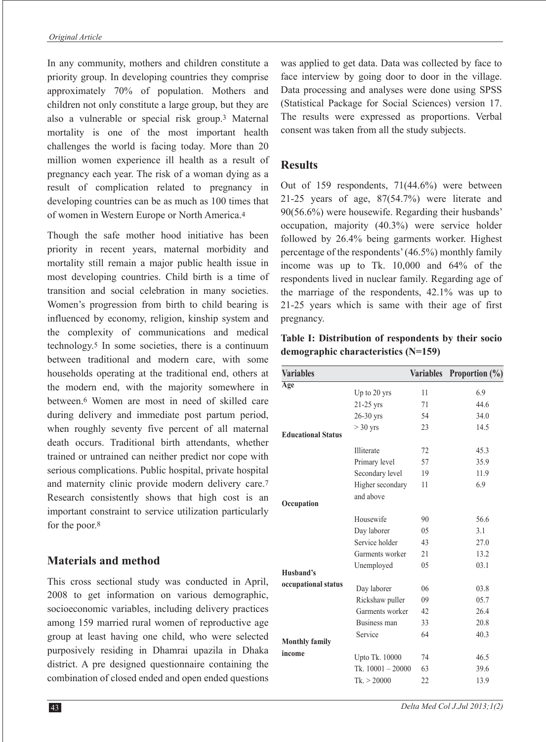In any community, mothers and children constitute a priority group. In developing countries they comprise approximately 70% of population. Mothers and children not only constitute a large group, but they are also a vulnerable or special risk group.[3] Maternal mortality is one of the most important health challenges the world is facing today. More than 20 million women experience ill health as a result of pregnancy each year. The risk of a woman dying as a result of complication related to pregnancy in developing countries can be as much as 100 times that of women in Western Europe or North America.[4]

Though the safe mother hood initiative has been priority in recent years, maternal morbidity and mortality still remain a major public health issue in most developing countries. Child birth is a time of transition and social celebration in many societies. Women's progression from birth to child bearing is influenced by economy, religion, kinship system and the complexity of communications and medical technology.[5] In some societies, there is a continuum between traditional and modern care, with some households operating at the traditional end, others at the modern end, with the majority somewhere in between.[6] Women are most in need of skilled care during delivery and immediate post partum period, when roughly seventy five percent of all maternal death occurs. Traditional birth attendants, whether trained or untrained can neither predict nor cope with serious complications. Public hospital, private hospital and maternity clinic provide modern delivery care.[7] Research consistently shows that high cost is an important constraint to service utilization particularly for the poor.[8]

## Materials and method

This cross sectional study was conducted in April, 2008 to get information on various demographic, socioeconomic variables, including delivery practices among 159 married rural women of reproductive age group at least having one child, who were selected purposively residing in Dhamrai upazila in Dhaka district. A pre designed questionnaire containing the combination of closed ended and open ended questions was applied to get data. Data was collected by face to face interview by going door to door in the village. Data processing and analyses were done using SPSS (Statistical Package for Social Sciences) version 17. The results were expressed as proportions. Verbal consent was taken from all the study subjects.

## Results

Out of 159 respondents, 71(44.6%) were between 21-25 years of age, 87(54.7%) were literate and 90(56.6%) were housewife. Regarding their husbands' occupation, majority (40.3%) were service holder followed by 26.4% being garments worker. Highest percentage of the respondents' (46.5%) monthly family income was up to Tk. 10,000 and 64% of the respondents lived in nuclear family. Regarding age of the marriage of the respondents, 42.1% was up to 21-25 years which is same with their age of first pregnancy.

**Table I: Distribution of respondents by their socio demographic characteristics (N=159)**

| Variables | | Variables | Proportion (%) |
|---|---|---|---|
| **Age** | | | |
| | Up to 20 yrs | 11 | 6.9 |
| | 21-25 yrs | 71 | 44.6 |
| | 26-30 yrs | 54 | 34.0 |
| | > 30 yrs | 23 | 14.5 |
| **Educational Status** | | | |
| | Illiterate | 72 | 45.3 |
| | Primary level | 57 | 35.9 |
| | Secondary level | 19 | 11.9 |
| | Higher secondary and above | 11 | 6.9 |
| **Occupation** | | | |
| | Housewife | 90 | 56.6 |
| | Day laborer | 05 | 3.1 |
| | Service holder | 43 | 27.0 |
| | Garments worker | 21 | 13.2 |
| | Unemployed | 05 | 03.1 |
| **Husband's occupational status** | | | |
| | Day laborer | 06 | 03.8 |
| | Rickshaw puller | 09 | 05.7 |
| | Garments worker | 42 | 26.4 |
| | Business man | 33 | 20.8 |
| | Service | 64 | 40.3 |
| **Monthly family income** | | | |
| | Upto Tk. 10000 | 74 | 46.5 |
| | Tk. 10001 – 20000 | 63 | 39.6 |
| | Tk. > 20000 | 22 | 13.9 |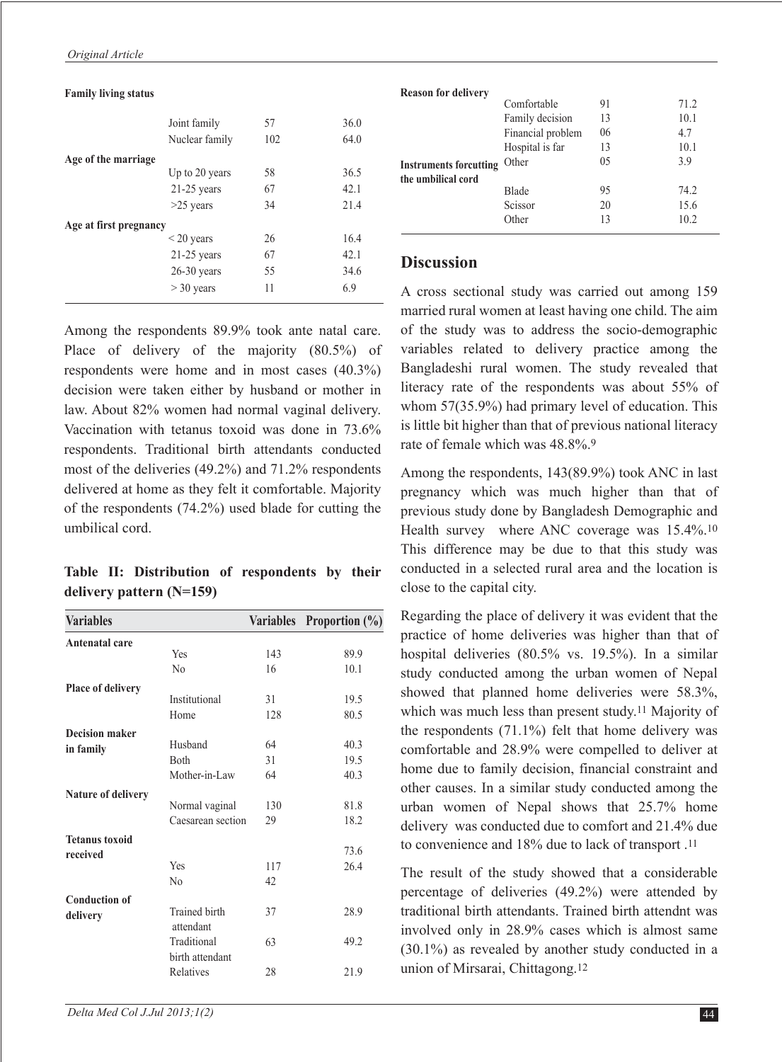| Family living status | | | |
|---|---|---|---|
| | Joint family | 57 | 36.0 |
| | Nuclear family | 102 | 64.0 |
| **Age of the marriage** | | | |
| | Up to 20 years | 58 | 36.5 |
| | 21-25 years | 67 | 42.1 |
| | >25 years | 34 | 21.4 |
| **Age at first pregnancy** | | | |
| | < 20 years | 26 | 16.4 |
| | 21-25 years | 67 | 42.1 |
| | 26-30 years | 55 | 34.6 |
| | > 30 years | 11 | 6.9 |

Among the respondents 89.9% took ante natal care. Place of delivery of the majority (80.5%) of respondents were home and in most cases (40.3%) decision were taken either by husband or mother in law. About 82% women had normal vaginal delivery. Vaccination with tetanus toxoid was done in 73.6% respondents. Traditional birth attendants conducted most of the deliveries (49.2%) and 71.2% respondents delivered at home as they felt it comfortable. Majority of the respondents (74.2%) used blade for cutting the umbilical cord.

**Table II: Distribution of respondents by their delivery pattern (N=159)**

| Variables | | Variables | Proportion (%) |
|---|---|---|---|
| **Antenatal care** | | | |
| | Yes | 143 | 89.9 |
| | No | 16 | 10.1 |
| **Place of delivery** | | | |
| | Institutional | 31 | 19.5 |
| | Home | 128 | 80.5 |
| **Decision maker in family** | | | |
| | Husband | 64 | 40.3 |
| | Both | 31 | 19.5 |
| | Mother-in-Law | 64 | 40.3 |
| **Nature of delivery** | | | |
| | Normal vaginal | 130 | 81.8 |
| | Caesarean section | 29 | 18.2 |
| **Tetanus toxoid received** | | | 73.6 |
| | Yes | 117 | 26.4 |
| | No | 42 | |
| **Conduction of delivery** | | | |
| | Trained birth attendant | 37 | 28.9 |
| | Traditional birth attendant | 63 | 49.2 |
| | Relatives | 28 | 21.9 |
| **Reason for delivery** | | | |
| | Comfortable | 91 | 71.2 |
| | Family decision | 13 | 10.1 |
| | Financial problem | 06 | 4.7 |
| | Hospital is far | 13 | 10.1 |
| | Other | 05 | 3.9 |
| **Instruments forcutting the umbilical cord** | | | |
| | Blade | 95 | 74.2 |
| | Scissor | 20 | 15.6 |
| | Other | 13 | 10.2 |

## Discussion

A cross sectional study was carried out among 159 married rural women at least having one child. The aim of the study was to address the socio-demographic variables related to delivery practice among the Bangladeshi rural women. The study revealed that literacy rate of the respondents was about 55% of whom 57(35.9%) had primary level of education. This is little bit higher than that of previous national literacy rate of female which was 48.8%.[9]

Among the respondents, 143(89.9%) took ANC in last pregnancy which was much higher than that of previous study done by Bangladesh Demographic and Health survey where ANC coverage was 15.4%.[10] This difference may be due to that this study was conducted in a selected rural area and the location is close to the capital city.

Regarding the place of delivery it was evident that the practice of home deliveries was higher than that of hospital deliveries (80.5% vs. 19.5%). In a similar study conducted among the urban women of Nepal showed that planned home deliveries were 58.3%, which was much less than present study.[11] Majority of the respondents (71.1%) felt that home delivery was comfortable and 28.9% were compelled to deliver at home due to family decision, financial constraint and other causes. In a similar study conducted among the urban women of Nepal shows that 25.7% home delivery was conducted due to comfort and 21.4% due to convenience and 18% due to lack of transport .[11]

The result of the study showed that a considerable percentage of deliveries (49.2%) were attended by traditional birth attendants. Trained birth attendnt was involved only in 28.9% cases which is almost same (30.1%) as revealed by another study conducted in a union of Mirsarai, Chittagong.[12]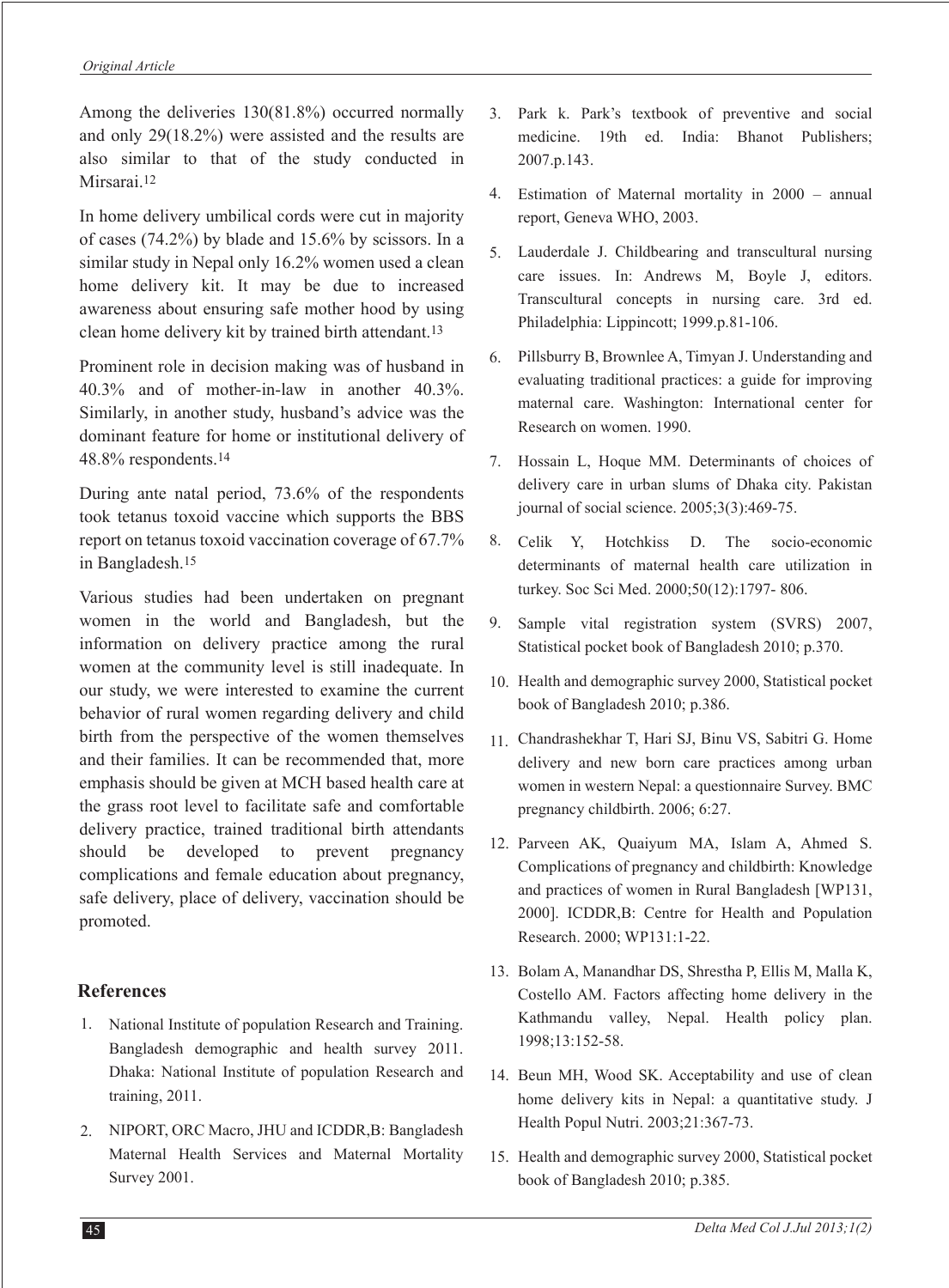Among the deliveries 130(81.8%) occurred normally and only 29(18.2%) were assisted and the results are also similar to that of the study conducted in Mirsarai.[12]

In home delivery umbilical cords were cut in majority of cases (74.2%) by blade and 15.6% by scissors. In a similar study in Nepal only 16.2% women used a clean home delivery kit. It may be due to increased awareness about ensuring safe mother hood by using clean home delivery kit by trained birth attendant.[13]

Prominent role in decision making was of husband in 40.3% and of mother-in-law in another 40.3%. Similarly, in another study, husband's advice was the dominant feature for home or institutional delivery of 48.8% respondents.[14]

During ante natal period, 73.6% of the respondents took tetanus toxoid vaccine which supports the BBS report on tetanus toxoid vaccination coverage of 67.7% in Bangladesh.[15]

Various studies had been undertaken on pregnant women in the world and Bangladesh, but the information on delivery practice among the rural women at the community level is still inadequate. In our study, we were interested to examine the current behavior of rural women regarding delivery and child birth from the perspective of the women themselves and their families. It can be recommended that, more emphasis should be given at MCH based health care at the grass root level to facilitate safe and comfortable delivery practice, trained traditional birth attendants should be developed to prevent pregnancy complications and female education about pregnancy, safe delivery, place of delivery, vaccination should be promoted.

## References

1. National Institute of population Research and Training. Bangladesh demographic and health survey 2011. Dhaka: National Institute of population Research and training, 2011.
2. NIPORT, ORC Macro, JHU and ICDDR,B: Bangladesh Maternal Health Services and Maternal Mortality Survey 2001.
3. Park k. Park's textbook of preventive and social medicine. 19th ed. India: Bhanot Publishers; 2007.p.143.
4. Estimation of Maternal mortality in 2000 – annual report, Geneva WHO, 2003.
5. Lauderdale J. Childbearing and transcultural nursing care issues. In: Andrews M, Boyle J, editors. Transcultural concepts in nursing care. 3rd ed. Philadelphia: Lippincott; 1999.p.81-106.
6. Pillsburry B, Brownlee A, Timyan J. Understanding and evaluating traditional practices: a guide for improving maternal care. Washington: International center for Research on women. 1990.
7. Hossain L, Hoque MM. Determinants of choices of delivery care in urban slums of Dhaka city. Pakistan journal of social science. 2005;3(3):469-75.
8. Celik Y, Hotchkiss D. The socio-economic determinants of maternal health care utilization in turkey. Soc Sci Med. 2000;50(12):1797- 806.
9. Sample vital registration system (SVRS) 2007, Statistical pocket book of Bangladesh 2010; p.370.
10. Health and demographic survey 2000, Statistical pocket book of Bangladesh 2010; p.386.
11. Chandrashekhar T, Hari SJ, Binu VS, Sabitri G. Home delivery and new born care practices among urban women in western Nepal: a questionnaire Survey. BMC pregnancy childbirth. 2006; 6:27.
12. Parveen AK, Quaiyum MA, Islam A, Ahmed S. Complications of pregnancy and childbirth: Knowledge and practices of women in Rural Bangladesh [WP131, 2000]. ICDDR,B: Centre for Health and Population Research. 2000; WP131:1-22.
13. Bolam A, Manandhar DS, Shrestha P, Ellis M, Malla K, Costello AM. Factors affecting home delivery in the Kathmandu valley, Nepal. Health policy plan. 1998;13:152-58.
14. Beun MH, Wood SK. Acceptability and use of clean home delivery kits in Nepal: a quantitative study. J Health Popul Nutri. 2003;21:367-73.
15. Health and demographic survey 2000, Statistical pocket book of Bangladesh 2010; p.385.